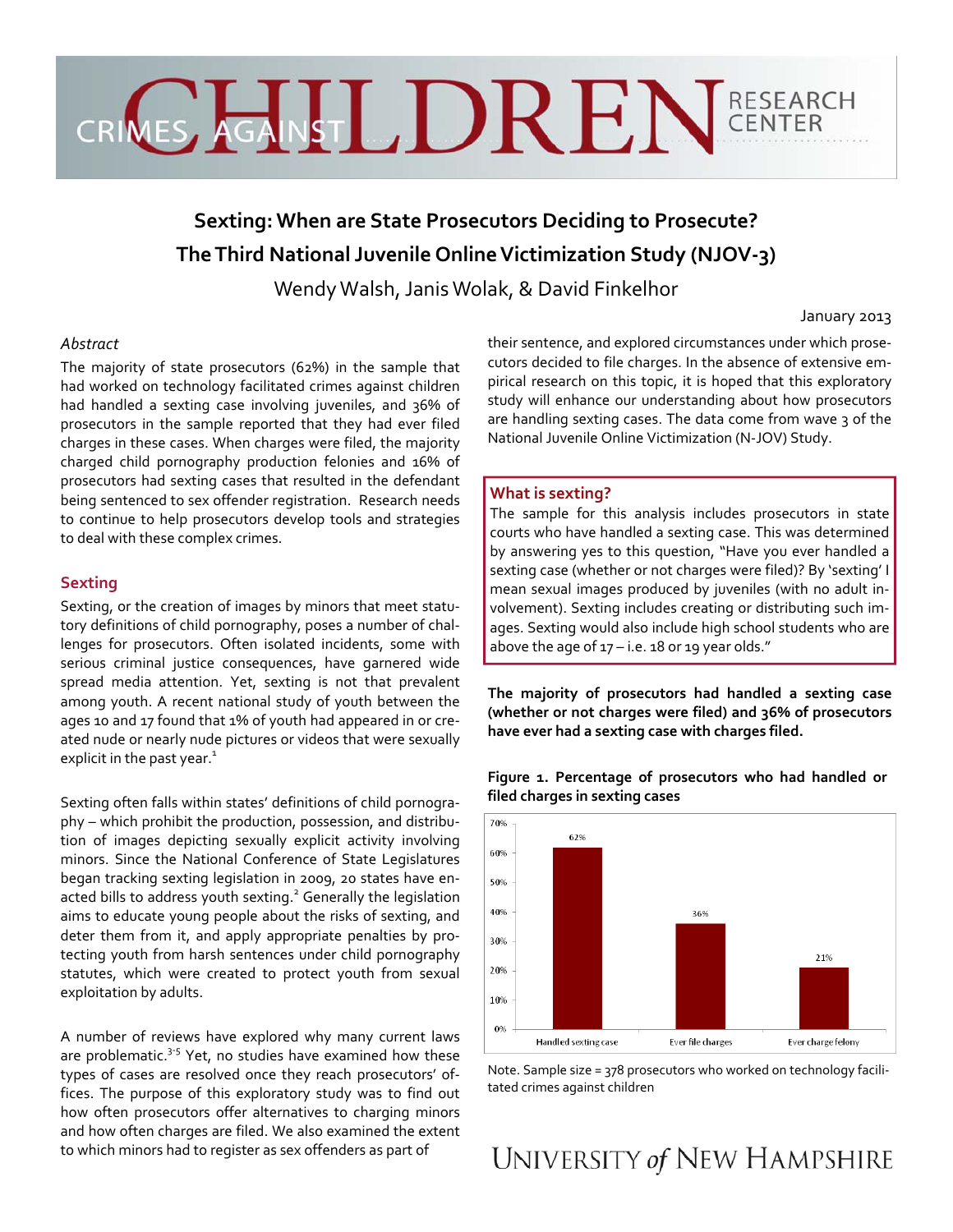CRIMES AGAINST CHILDREN RESEARCH CENTER

# Sexting: When are State Prosecutors Deciding to Prosecute? The Third National Juvenile Online Victimization Study (NJOV-3)

Wendy Walsh, Janis Wolak, & David Finkelhor

January 2013

*Abstract*

The majority of state prosecutors (62%) in the sample that had worked on technology facilitated crimes against children had handled a sexting case involving juveniles, and 36% of prosecutors in the sample reported that they had ever filed charges in these cases. When charges were filed, the majority charged child pornography production felonies and 16% of prosecutors had sexting cases that resulted in the defendant being sentenced to sex offender registration. Research needs to continue to help prosecutors develop tools and strategies to deal with these complex crimes.

## Sexting

Sexting, or the creation of images by minors that meet statutory definitions of child pornography, poses a number of challenges for prosecutors. Often isolated incidents, some with serious criminal justice consequences, have garnered wide spread media attention. Yet, sexting is not that prevalent among youth. A recent national study of youth between the ages 10 and 17 found that 1% of youth had appeared in or created nude or nearly nude pictures or videos that were sexually explicit in the past year.[1]

Sexting often falls within states' definitions of child pornography – which prohibit the production, possession, and distribution of images depicting sexually explicit activity involving minors. Since the National Conference of State Legislatures began tracking sexting legislation in 2009, 20 states have enacted bills to address youth sexting.[2] Generally the legislation aims to educate young people about the risks of sexting, and deter them from it, and apply appropriate penalties by protecting youth from harsh sentences under child pornography statutes, which were created to protect youth from sexual exploitation by adults.

A number of reviews have explored why many current laws are problematic.[3-5] Yet, no studies have examined how these types of cases are resolved once they reach prosecutors' offices. The purpose of this exploratory study was to find out how often prosecutors offer alternatives to charging minors and how often charges are filed. We also examined the extent to which minors had to register as sex offenders as part of their sentence, and explored circumstances under which prosecutors decided to file charges. In the absence of extensive empirical research on this topic, it is hoped that this exploratory study will enhance our understanding about how prosecutors are handling sexting cases. The data come from wave 3 of the National Juvenile Online Victimization (N-JOV) Study.

### What is sexting?

The sample for this analysis includes prosecutors in state courts who have handled a sexting case. This was determined by answering yes to this question, "Have you ever handled a sexting case (whether or not charges were filed)? By 'sexting' I mean sexual images produced by juveniles (with no adult involvement). Sexting includes creating or distributing such images. Sexting would also include high school students who are above the age of 17 – i.e. 18 or 19 year olds."

**The majority of prosecutors had handled a sexting case (whether or not charges were filed) and 36% of prosecutors have ever had a sexting case with charges filed.**

**Figure 1. Percentage of prosecutors who had handled or filed charges in sexting cases**

| | Handled sexting case | Ever file charges | Ever charge felony |
|---|---|---|---|
| Percentage | 62% | 36% | 21% |

Note. Sample size = 378 prosecutors who worked on technology facilitated crimes against children

UNIVERSITY *of* NEW HAMPSHIRE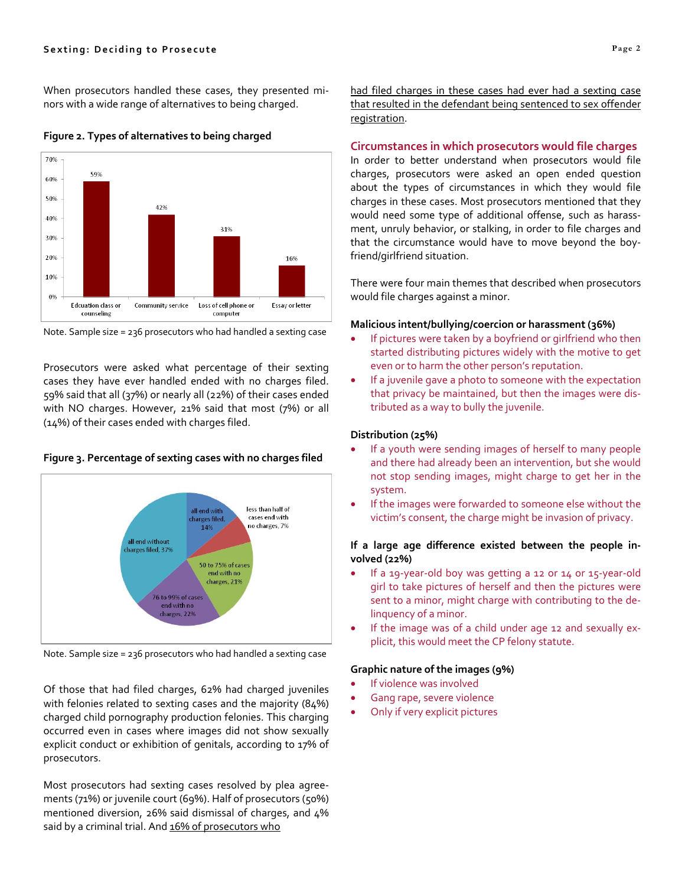When prosecutors handled these cases, they presented minors with a wide range of alternatives to being charged.

**Figure 2. Types of alternatives to being charged**

| Alternative | Percentage |
|---|---|
| Edcuation class or counseling | 59% |
| Community service | 42% |
| Loss of cell phone or computer | 31% |
| Essay or letter | 16% |

Note. Sample size = 236 prosecutors who had handled a sexting case

Prosecutors were asked what percentage of their sexting cases they have ever handled ended with no charges filed. 59% said that all (37%) or nearly all (22%) of their cases ended with NO charges. However, 21% said that most (7%) or all (14%) of their cases ended with charges filed.

**Figure 3. Percentage of sexting cases with no charges filed**

| Category | Percentage |
|---|---|
| all end with charges filed | 14% |
| less than half of cases end with no charges | 7% |
| 50 to 75% of cases end with no charges | 21% |
| 76 to 99% of cases end with no charges | 22% |
| all end without charges filed | 37% |

Note. Sample size = 236 prosecutors who had handled a sexting case

Of those that had filed charges, 62% had charged juveniles with felonies related to sexting cases and the majority (84%) charged child pornography production felonies. This charging occurred even in cases where images did not show sexually explicit conduct or exhibition of genitals, according to 17% of prosecutors.

Most prosecutors had sexting cases resolved by plea agreements (71%) or juvenile court (69%). Half of prosecutors (50%) mentioned diversion, 26% said dismissal of charges, and 4% said by a criminal trial. And 16% of prosecutors who had filed charges in these cases had ever had a sexting case that resulted in the defendant being sentenced to sex offender registration.

## Circumstances in which prosecutors would file charges

In order to better understand when prosecutors would file charges, prosecutors were asked an open ended question about the types of circumstances in which they would file charges in these cases. Most prosecutors mentioned that they would need some type of additional offense, such as harassment, unruly behavior, or stalking, in order to file charges and that the circumstance would have to move beyond the boyfriend/girlfriend situation.

There were four main themes that described when prosecutors would file charges against a minor.

**Malicious intent/bullying/coercion or harassment (36%)**

- If pictures were taken by a boyfriend or girlfriend who then started distributing pictures widely with the motive to get even or to harm the other person's reputation.
- If a juvenile gave a photo to someone with the expectation that privacy be maintained, but then the images were distributed as a way to bully the juvenile.

**Distribution (25%)**

- If a youth were sending images of herself to many people and there had already been an intervention, but she would not stop sending images, might charge to get her in the system.
- If the images were forwarded to someone else without the victim's consent, the charge might be invasion of privacy.

**If a large age difference existed between the people involved (22%)**

- If a 19-year-old boy was getting a 12 or 14 or 15-year-old girl to take pictures of herself and then the pictures were sent to a minor, might charge with contributing to the delinquency of a minor.
- If the image was of a child under age 12 and sexually explicit, this would meet the CP felony statute.

**Graphic nature of the images (9%)**

- If violence was involved
- Gang rape, severe violence
- Only if very explicit pictures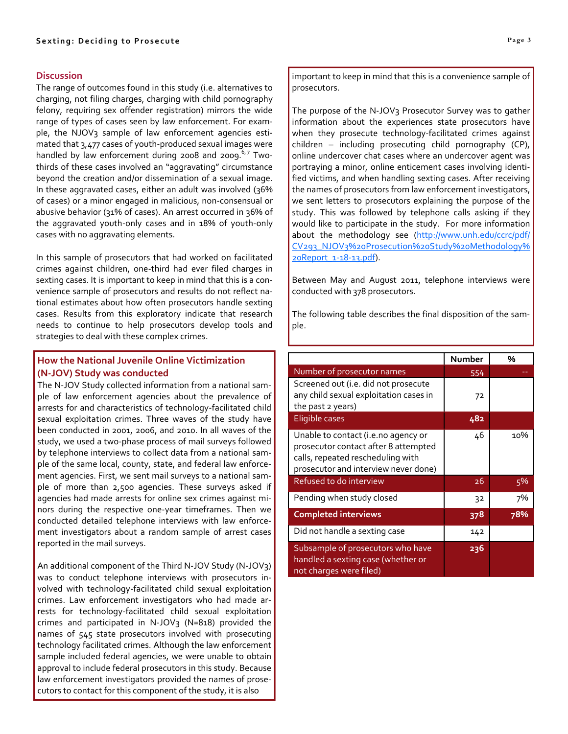## Discussion

The range of outcomes found in this study (i.e. alternatives to charging, not filing charges, charging with child pornography felony, requiring sex offender registration) mirrors the wide range of types of cases seen by law enforcement. For example, the NJOV3 sample of law enforcement agencies estimated that 3,477 cases of youth-produced sexual images were handled by law enforcement during 2008 and 2009.[6,7] Two-thirds of these cases involved an "aggravating" circumstance beyond the creation and/or dissemination of a sexual image. In these aggravated cases, either an adult was involved (36% of cases) or a minor engaged in malicious, non-consensual or abusive behavior (31% of cases). An arrest occurred in 36% of the aggravated youth-only cases and in 18% of youth-only cases with no aggravating elements.

In this sample of prosecutors that had worked on facilitated crimes against children, one-third had ever filed charges in sexting cases. It is important to keep in mind that this is a convenience sample of prosecutors and results do not reflect national estimates about how often prosecutors handle sexting cases. Results from this exploratory indicate that research needs to continue to help prosecutors develop tools and strategies to deal with these complex crimes.

## How the National Juvenile Online Victimization (N-JOV) Study was conducted

The N-JOV Study collected information from a national sample of law enforcement agencies about the prevalence of arrests for and characteristics of technology-facilitated child sexual exploitation crimes. Three waves of the study have been conducted in 2001, 2006, and 2010. In all waves of the study, we used a two-phase process of mail surveys followed by telephone interviews to collect data from a national sample of the same local, county, state, and federal law enforcement agencies. First, we sent mail surveys to a national sample of more than 2,500 agencies. These surveys asked if agencies had made arrests for online sex crimes against minors during the respective one-year timeframes. Then we conducted detailed telephone interviews with law enforcement investigators about a random sample of arrest cases reported in the mail surveys.

An additional component of the Third N-JOV Study (N-JOV3) was to conduct telephone interviews with prosecutors involved with technology-facilitated child sexual exploitation crimes. Law enforcement investigators who had made arrests for technology-facilitated child sexual exploitation crimes and participated in N-JOV3 (N=818) provided the names of 545 state prosecutors involved with prosecuting technology facilitated crimes. Although the law enforcement sample included federal agencies, we were unable to obtain approval to include federal prosecutors in this study. Because law enforcement investigators provided the names of prosecutors to contact for this component of the study, it is also important to keep in mind that this is a convenience sample of prosecutors.

The purpose of the N-JOV3 Prosecutor Survey was to gather information about the experiences state prosecutors have when they prosecute technology-facilitated crimes against children – including prosecuting child pornography (CP), online undercover chat cases where an undercover agent was portraying a minor, online enticement cases involving identified victims, and when handling sexting cases. After receiving the names of prosecutors from law enforcement investigators, we sent letters to prosecutors explaining the purpose of the study. This was followed by telephone calls asking if they would like to participate in the study. For more information about the methodology see (http://www.unh.edu/ccrc/pdf/CV293_NJOV3%20Prosecution%20Study%20Methodology%20Report_1-18-13.pdf).

Between May and August 2011, telephone interviews were conducted with 378 prosecutors.

The following table describes the final disposition of the sample.

| | Number | % |
|---|---|---|
| Number of prosecutor names | 554 | -- |
| Screened out (i.e. did not prosecute any child sexual exploitation cases in the past 2 years) | 72 | |
| **Eligible cases** | **482** | |
| Unable to contact (i.e.no agency or prosecutor contact after 8 attempted calls, repeated rescheduling with prosecutor and interview never done) | 46 | 10% |
| Refused to do interview | 26 | 5% |
| Pending when study closed | 32 | 7% |
| **Completed interviews** | **378** | **78%** |
| Did not handle a sexting case | 142 | |
| Subsample of prosecutors who have handled a sexting case (whether or not charges were filed) | **236** | |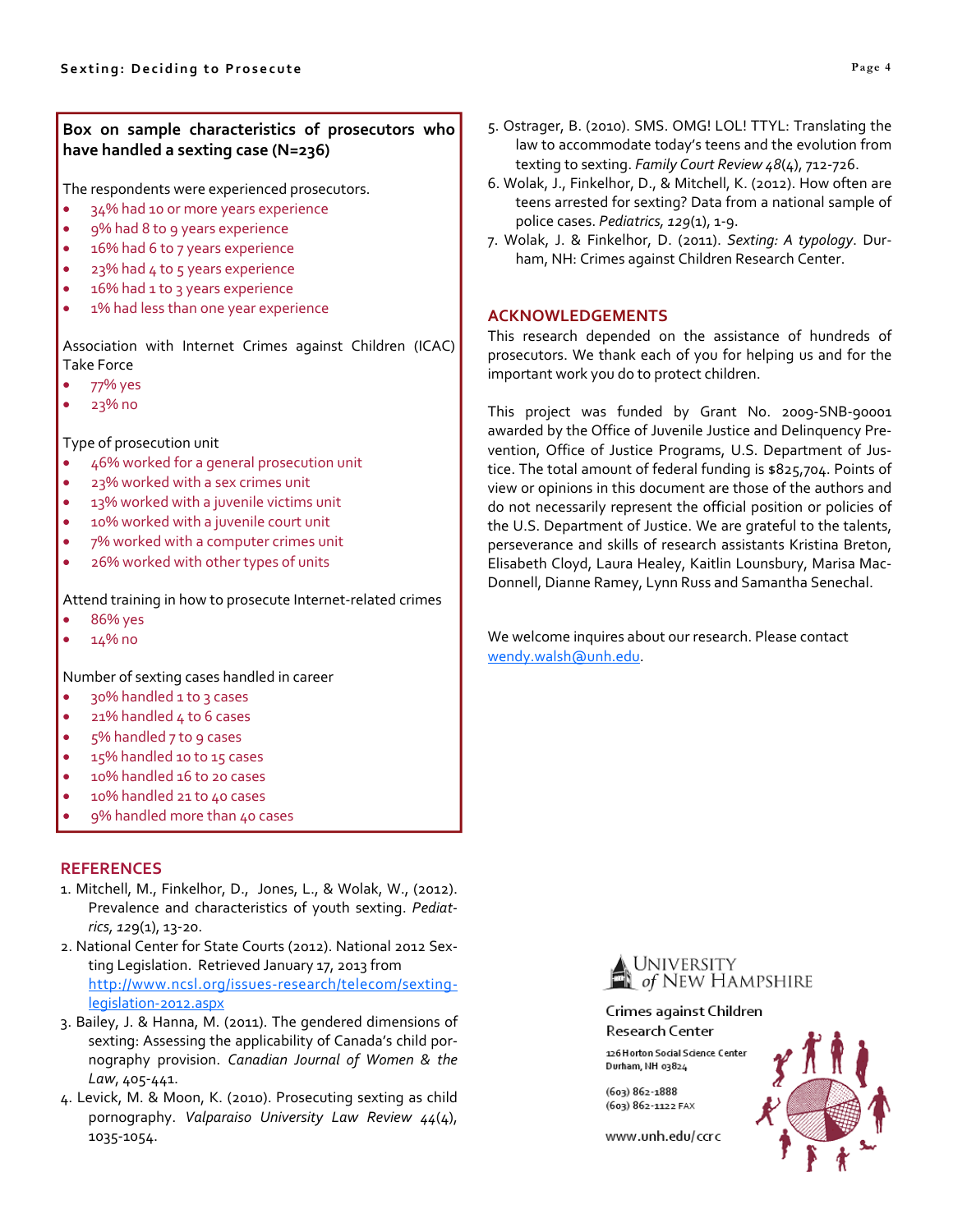**Box on sample characteristics of prosecutors who have handled a sexting case (N=236)**

The respondents were experienced prosecutors.

- 34% had 10 or more years experience
- 9% had 8 to 9 years experience
- 16% had 6 to 7 years experience
- 23% had 4 to 5 years experience
- 16% had 1 to 3 years experience
- 1% had less than one year experience

Association with Internet Crimes against Children (ICAC) Take Force

- 77% yes
- 23% no

Type of prosecution unit

- 46% worked for a general prosecution unit
- 23% worked with a sex crimes unit
- 13% worked with a juvenile victims unit
- 10% worked with a juvenile court unit
- 7% worked with a computer crimes unit
- 26% worked with other types of units

Attend training in how to prosecute Internet-related crimes

- 86% yes
- 14% no

Number of sexting cases handled in career

- 30% handled 1 to 3 cases
- 21% handled 4 to 6 cases
- 5% handled 7 to 9 cases
- 15% handled 10 to 15 cases
- 10% handled 16 to 20 cases
- 10% handled 21 to 40 cases
- 9% handled more than 40 cases

## REFERENCES

1. Mitchell, M., Finkelhor, D., Jones, L., & Wolak, W., (2012). Prevalence and characteristics of youth sexting. *Pediatrics*, *129*(1), 13-20.
2. National Center for State Courts (2012). National 2012 Sexting Legislation. Retrieved January 17, 2013 from http://www.ncsl.org/issues-research/telecom/sexting-legislation-2012.aspx
3. Bailey, J. & Hanna, M. (2011). The gendered dimensions of sexting: Assessing the applicability of Canada's child pornography provision. *Canadian Journal of Women & the Law*, 405-441.
4. Levick, M. & Moon, K. (2010). Prosecuting sexting as child pornography. *Valparaiso University Law Review* *44*(4), 1035-1054.
5. Ostrager, B. (2010). SMS. OMG! LOL! TTYL: Translating the law to accommodate today's teens and the evolution from texting to sexting. *Family Court Review* *48*(4), 712-726.
6. Wolak, J., Finkelhor, D., & Mitchell, K. (2012). How often are teens arrested for sexting? Data from a national sample of police cases. *Pediatrics, 129*(1), 1-9.
7. Wolak, J. & Finkelhor, D. (2011). *Sexting: A typology*. Durham, NH: Crimes against Children Research Center.

## ACKNOWLEDGEMENTS

This research depended on the assistance of hundreds of prosecutors. We thank each of you for helping us and for the important work you do to protect children.

This project was funded by Grant No. 2009-SNB-90001 awarded by the Office of Juvenile Justice and Delinquency Prevention, Office of Justice Programs, U.S. Department of Justice. The total amount of federal funding is $825,704. Points of view or opinions in this document are those of the authors and do not necessarily represent the official position or policies of the U.S. Department of Justice. We are grateful to the talents, perseverance and skills of research assistants Kristina Breton, Elisabeth Cloyd, Laura Healey, Kaitlin Lounsbury, Marisa MacDonnell, Dianne Ramey, Lynn Russ and Samantha Senechal.

We welcome inquires about our research. Please contact wendy.walsh@unh.edu.

University of New Hampshire

Crimes against Children Research Center

126 Horton Social Science Center
Durham, NH 03824

(603) 862-1888
(603) 862-1122 FAX

www.unh.edu/ccrc